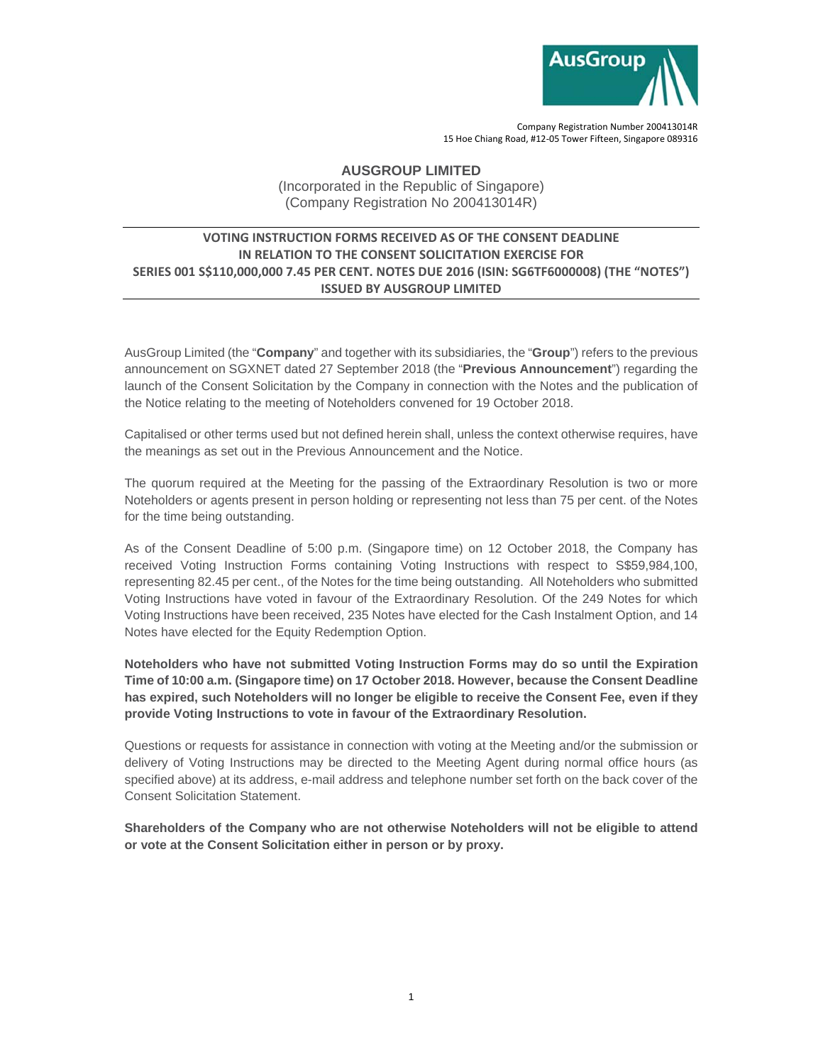Company Registration Number 200413014R
15 Hoe Chiang Road, #12-05 Tower Fifteen, Singapore 089316

# AUSGROUP LIMITED

(Incorporated in the Republic of Singapore)
(Company Registration No 200413014R)

## VOTING INSTRUCTION FORMS RECEIVED AS OF THE CONSENT DEADLINE IN RELATION TO THE CONSENT SOLICITATION EXERCISE FOR SERIES 001 S$110,000,000 7.45 PER CENT. NOTES DUE 2016 (ISIN: SG6TF6000008) (THE "NOTES") ISSUED BY AUSGROUP LIMITED

AusGroup Limited (the "**Company**" and together with its subsidiaries, the "**Group**") refers to the previous announcement on SGXNET dated 27 September 2018 (the "**Previous Announcement**") regarding the launch of the Consent Solicitation by the Company in connection with the Notes and the publication of the Notice relating to the meeting of Noteholders convened for 19 October 2018.

Capitalised or other terms used but not defined herein shall, unless the context otherwise requires, have the meanings as set out in the Previous Announcement and the Notice.

The quorum required at the Meeting for the passing of the Extraordinary Resolution is two or more Noteholders or agents present in person holding or representing not less than 75 per cent. of the Notes for the time being outstanding.

As of the Consent Deadline of 5:00 p.m. (Singapore time) on 12 October 2018, the Company has received Voting Instruction Forms containing Voting Instructions with respect to S$59,984,100, representing 82.45 per cent., of the Notes for the time being outstanding. All Noteholders who submitted Voting Instructions have voted in favour of the Extraordinary Resolution. Of the 249 Notes for which Voting Instructions have been received, 235 Notes have elected for the Cash Instalment Option, and 14 Notes have elected for the Equity Redemption Option.

**Noteholders who have not submitted Voting Instruction Forms may do so until the Expiration Time of 10:00 a.m. (Singapore time) on 17 October 2018. However, because the Consent Deadline has expired, such Noteholders will no longer be eligible to receive the Consent Fee, even if they provide Voting Instructions to vote in favour of the Extraordinary Resolution.**

Questions or requests for assistance in connection with voting at the Meeting and/or the submission or delivery of Voting Instructions may be directed to the Meeting Agent during normal office hours (as specified above) at its address, e-mail address and telephone number set forth on the back cover of the Consent Solicitation Statement.

**Shareholders of the Company who are not otherwise Noteholders will not be eligible to attend or vote at the Consent Solicitation either in person or by proxy.**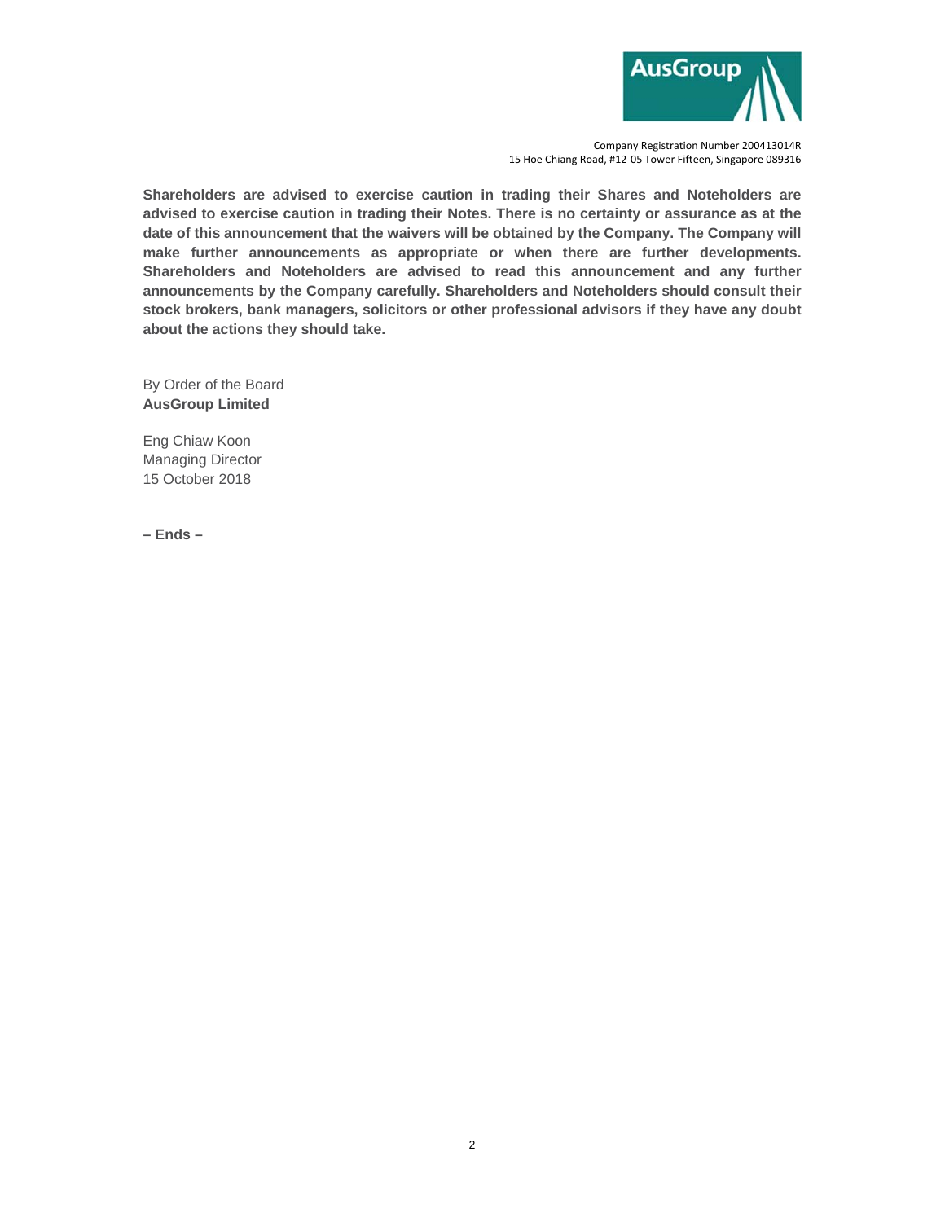Company Registration Number 200413014R
15 Hoe Chiang Road, #12-05 Tower Fifteen, Singapore 089316

**Shareholders are advised to exercise caution in trading their Shares and Noteholders are advised to exercise caution in trading their Notes. There is no certainty or assurance as at the date of this announcement that the waivers will be obtained by the Company. The Company will make further announcements as appropriate or when there are further developments. Shareholders and Noteholders are advised to read this announcement and any further announcements by the Company carefully. Shareholders and Noteholders should consult their stock brokers, bank managers, solicitors or other professional advisors if they have any doubt about the actions they should take.**

By Order of the Board
**AusGroup Limited**

Eng Chiaw Koon
Managing Director
15 October 2018

**– Ends –**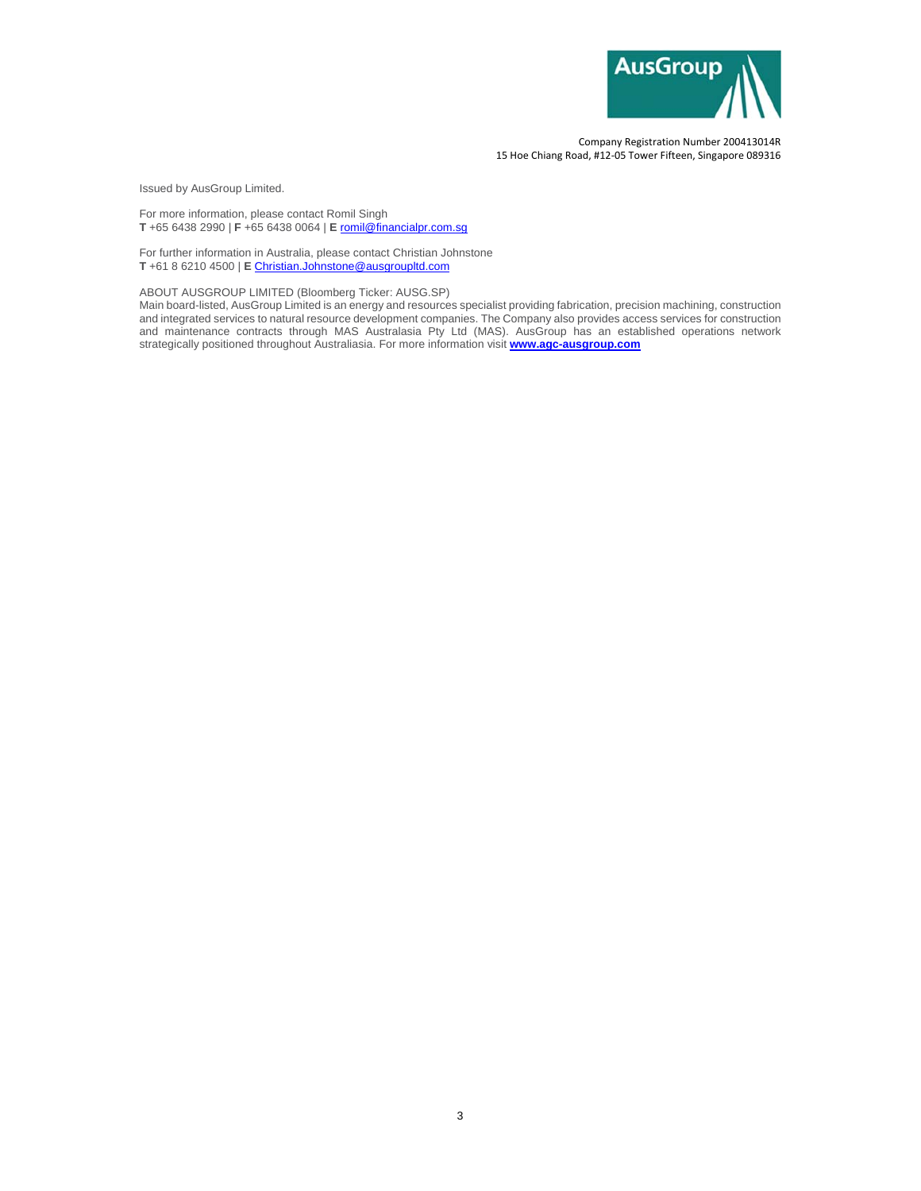Company Registration Number 200413014R
15 Hoe Chiang Road, #12-05 Tower Fifteen, Singapore 089316

Issued by AusGroup Limited.

For more information, please contact Romil Singh
**T** +65 6438 2990 | **F** +65 6438 0064 | **E** romil@financialpr.com.sg

For further information in Australia, please contact Christian Johnstone
**T** +61 8 6210 4500 | **E** Christian.Johnstone@ausgroupltd.com

ABOUT AUSGROUP LIMITED (Bloomberg Ticker: AUSG.SP)
Main board-listed, AusGroup Limited is an energy and resources specialist providing fabrication, precision machining, construction and integrated services to natural resource development companies. The Company also provides access services for construction and maintenance contracts through MAS Australasia Pty Ltd (MAS). AusGroup has an established operations network strategically positioned throughout Australiasia. For more information visit **www.agc-ausgroup.com**